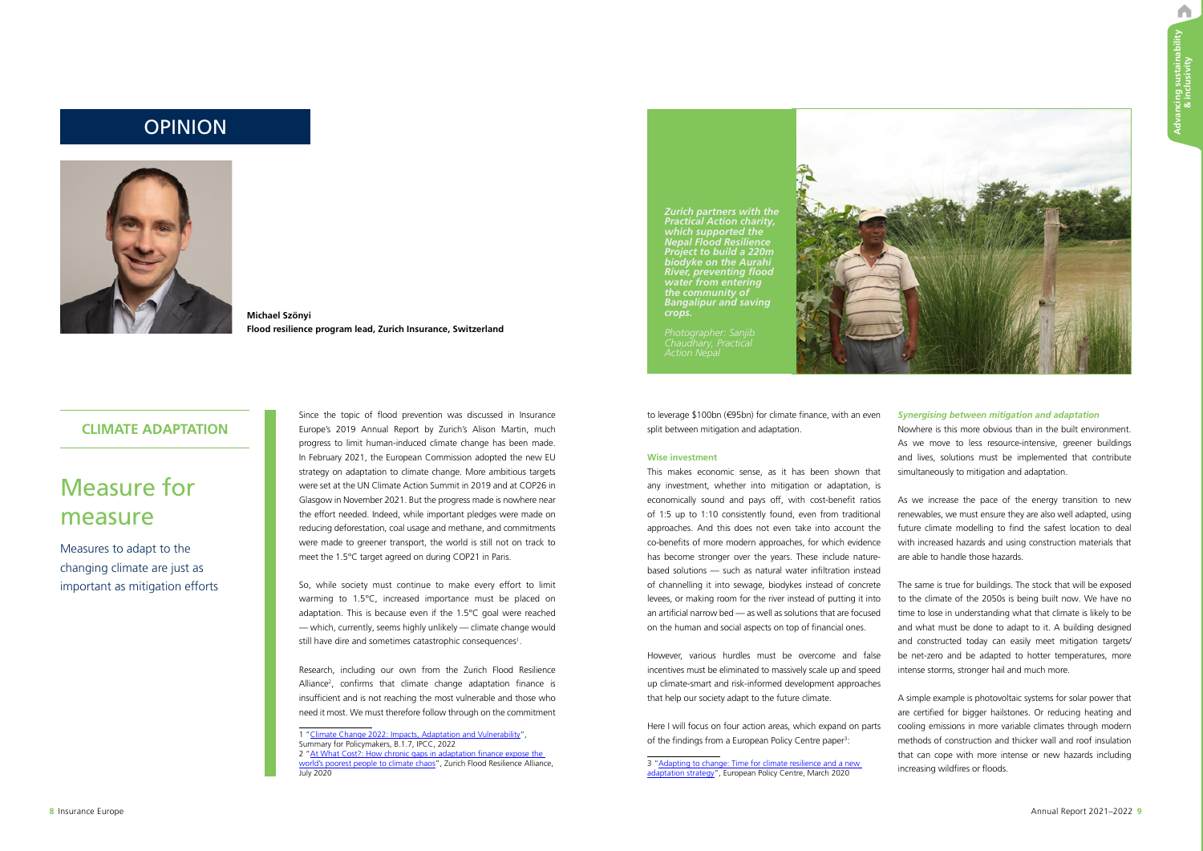# OPINION

**Michael Szönyi**
**Flood resilience program lead, Zurich Insurance, Switzerland**

## CLIMATE ADAPTATION

# Measure for measure

Measures to adapt to the changing climate are just as important as mitigation efforts

Since the topic of flood prevention was discussed in Insurance Europe's 2019 Annual Report by Zurich's Alison Martin, much progress to limit human-induced climate change has been made. In February 2021, the European Commission adopted the new EU strategy on adaptation to climate change. More ambitious targets were set at the UN Climate Action Summit in 2019 and at COP26 in Glasgow in November 2021. But the progress made is nowhere near the effort needed. Indeed, while important pledges were made on reducing deforestation, coal usage and methane, and commitments were made to greener transport, the world is still not on track to meet the 1.5°C target agreed on during COP21 in Paris.

So, while society must continue to make every effort to limit warming to 1.5°C, increased importance must be placed on adaptation. This is because even if the 1.5°C goal were reached — which, currently, seems highly unlikely — climate change would still have dire and sometimes catastrophic consequences[1].

Research, including our own from the Zurich Flood Resilience Alliance[2], confirms that climate change adaptation finance is insufficient and is not reaching the most vulnerable and those who need it most. We must therefore follow through on the commitment to leverage $100bn (€95bn) for climate finance, with an even split between mitigation and adaptation.

*Zurich partners with the Practical Action charity, which supported the Nepal Flood Resilience Project to build a 220m biodyke on the Aurahi River, preventing flood water from entering the community of Bangalipur and saving crops.*

*Photographer: Sanjib Chaudhary, Practical Action Nepal*

### Wise investment

This makes economic sense, as it has been shown that any investment, whether into mitigation or adaptation, is economically sound and pays off, with cost-benefit ratios of 1:5 up to 1:10 consistently found, even from traditional approaches. And this does not even take into account the co-benefits of more modern approaches, for which evidence has become stronger over the years. These include nature-based solutions — such as natural water infiltration instead of channelling it into sewage, biodykes instead of concrete levees, or making room for the river instead of putting it into an artificial narrow bed — as well as solutions that are focused on the human and social aspects on top of financial ones.

However, various hurdles must be overcome and false incentives must be eliminated to massively scale up and speed up climate-smart and risk-informed development approaches that help our society adapt to the future climate.

Here I will focus on four action areas, which expand on parts of the findings from a European Policy Centre paper[3]:

### *Synergising between mitigation and adaptation*

Nowhere is this more obvious than in the built environment. As we move to less resource-intensive, greener buildings and lives, solutions must be implemented that contribute simultaneously to mitigation and adaptation.

As we increase the pace of the energy transition to new renewables, we must ensure they are also well adapted, using future climate modelling to find the safest location to deal with increased hazards and using construction materials that are able to handle those hazards.

The same is true for buildings. The stock that will be exposed to the climate of the 2050s is being built now. We have no time to lose in understanding what that climate is likely to be and what must be done to adapt to it. A building designed and constructed today can easily meet mitigation targets/be net-zero and be adapted to hotter temperatures, more intense storms, stronger hail and much more.

A simple example is photovoltaic systems for solar power that are certified for bigger hailstones. Or reducing heating and cooling emissions in more variable climates through modern methods of construction and thicker wall and roof insulation that can cope with more intense or new hazards including increasing wildfires or floods.

---

1 "Climate Change 2022: Impacts, Adaptation and Vulnerability", Summary for Policymakers, B.1.7, IPCC, 2022

2 "At What Cost?: How chronic gaps in adaptation finance expose the world's poorest people to climate chaos", Zurich Flood Resilience Alliance, July 2020

3 "Adapting to change: Time for climate resilience and a new adaptation strategy", European Policy Centre, March 2020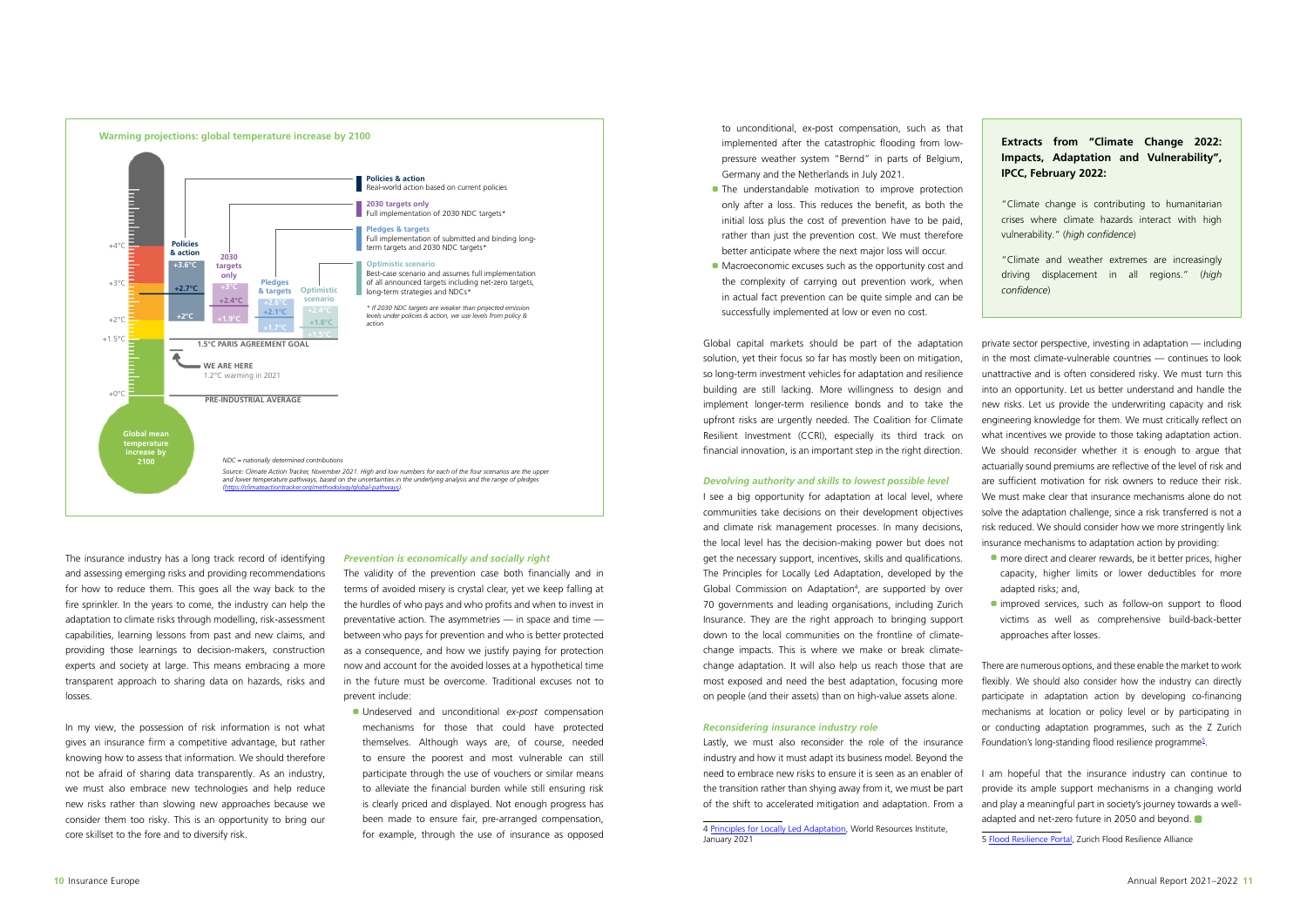**Warming projections: global temperature increase by 2100**

+4°C
+3°C
+2°C
+1.5°C
+0°C

Global mean temperature increase by 2100

Policies & action
+3.6°C
+2.7°C
+2°C

2030 targets only
+3°C
+2.4°C
+1.9°C

Pledges & targets
+2.6°C
+2.1°C
+1.7°C

Optimistic scenario
+2.4°C
+1.8°C
+1.5°C

1.5°C PARIS AGREEMENT GOAL

WE ARE HERE
1.2°C warming in 2021

PRE-INDUSTRIAL AVERAGE

**Policies & action**
Real-world action based on current policies

**2030 targets only**
Full implementation of 2030 NDC targets*

**Pledges & targets**
Full implementation of submitted and binding long-term targets and 2030 NDC targets*

**Optimistic scenario**
Best-case scenario and assumes full implementation of all announced targets including net-zero targets, long-term strategies and NDCs*

*\* If 2030 NDC targets are weaker than projected emission levels under policies & action, we use levels from policy & action*

*NDC = nationally determined contributions*

*Source: Climate Action Tracker, November 2021. High and low numbers for each of the four scenarios are the upper and lower temperature pathways, based on the uncertainties in the underlying analysis and the range of pledges (https://climateactiontracker.org/methodology/global-pathways).*

The insurance industry has a long track record of identifying and assessing emerging risks and providing recommendations for how to reduce them. This goes all the way back to the fire sprinkler. In the years to come, the industry can help the adaptation to climate risks through modelling, risk-assessment capabilities, learning lessons from past and new claims, and providing those learnings to decision-makers, construction experts and society at large. This means embracing a more transparent approach to sharing data on hazards, risks and losses.

In my view, the possession of risk information is not what gives an insurance firm a competitive advantage, but rather knowing how to assess that information. We should therefore not be afraid of sharing data transparently. As an industry, we must also embrace new technologies and help reduce new risks rather than slowing new approaches because we consider them too risky. This is an opportunity to bring our core skillset to the fore and to diversify risk.

### *Prevention is economically and socially right*

The validity of the prevention case both financially and in terms of avoided misery is crystal clear, yet we keep falling at the hurdles of who pays and who profits and when to invest in preventative action. The asymmetries — in space and time — between who pays for prevention and who is better protected as a consequence, and how we justify paying for protection now and account for the avoided losses at a hypothetical time in the future must be overcome. Traditional excuses not to prevent include:

- Undeserved and unconditional *ex-post* compensation mechanisms for those that could have protected themselves. Although ways are, of course, needed to ensure the poorest and most vulnerable can still participate through the use of vouchers or similar means to alleviate the financial burden while still ensuring risk is clearly priced and displayed. Not enough progress has been made to ensure fair, pre-arranged compensation, for example, through the use of insurance as opposed to unconditional, ex-post compensation, such as that implemented after the catastrophic flooding from low-pressure weather system "Bernd" in parts of Belgium, Germany and the Netherlands in July 2021.
- The understandable motivation to improve protection only after a loss. This reduces the benefit, as both the initial loss plus the cost of prevention have to be paid, rather than just the prevention cost. We must therefore better anticipate where the next major loss will occur.
- Macroeconomic excuses such as the opportunity cost and the complexity of carrying out prevention work, when in actual fact prevention can be quite simple and can be successfully implemented at low or even no cost.

Global capital markets should be part of the adaptation solution, yet their focus so far has mostly been on mitigation, so long-term investment vehicles for adaptation and resilience building are still lacking. More willingness to design and implement longer-term resilience bonds and to take the upfront risks are urgently needed. The Coalition for Climate Resilient Investment (CCRI), especially its third track on financial innovation, is an important step in the right direction.

### *Devolving authority and skills to lowest possible level*

I see a big opportunity for adaptation at local level, where communities take decisions on their development objectives and climate risk management processes. In many decisions, the local level has the decision-making power but does not get the necessary support, incentives, skills and qualifications. The Principles for Locally Led Adaptation, developed by the Global Commission on Adaptation[4], are supported by over 70 governments and leading organisations, including Zurich Insurance. They are the right approach to bringing support down to the local communities on the frontline of climate-change impacts. This is where we make or break climate-change adaptation. It will also help us reach those that are most exposed and need the best adaptation, focusing more on people (and their assets) than on high-value assets alone.

### *Reconsidering insurance industry role*

Lastly, we must also reconsider the role of the insurance industry and how it must adapt its business model. Beyond the need to embrace new risks to ensure it is seen as an enabler of the transition rather than shying away from it, we must be part of the shift to accelerated mitigation and adaptation. From a private sector perspective, investing in adaptation — including in the most climate-vulnerable countries — continues to look unattractive and is often considered risky. We must turn this into an opportunity. Let us better understand and handle the new risks. Let us provide the underwriting capacity and risk engineering knowledge for them. We must critically reflect on what incentives we provide to those taking adaptation action. We should reconsider whether it is enough to argue that actuarially sound premiums are reflective of the level of risk and are sufficient motivation for risk owners to reduce their risk. We must make clear that insurance mechanisms alone do not solve the adaptation challenge, since a risk transferred is not a risk reduced. We should consider how we more stringently link insurance mechanisms to adaptation action by providing:

- more direct and clearer rewards, be it better prices, higher capacity, higher limits or lower deductibles for more adapted risks; and,
- improved services, such as follow-on support to flood victims as well as comprehensive build-back-better approaches after losses.

There are numerous options, and these enable the market to work flexibly. We should also consider how the industry can directly participate in adaptation action by developing co-financing mechanisms at location or policy level or by participating in or conducting adaptation programmes, such as the Z Zurich Foundation's long-standing flood resilience programme[5].

I am hopeful that the insurance industry can continue to provide its ample support mechanisms in a changing world and play a meaningful part in society's journey towards a well-adapted and net-zero future in 2050 and beyond.

**Extracts from "Climate Change 2022: Impacts, Adaptation and Vulnerability", IPCC, February 2022:**

"Climate change is contributing to humanitarian crises where climate hazards interact with high vulnerability." (*high confidence*)

"Climate and weather extremes are increasingly driving displacement in all regions." (*high confidence*)

4 Principles for Locally Led Adaptation, World Resources Institute, January 2021

5 Flood Resilience Portal, Zurich Flood Resilience Alliance